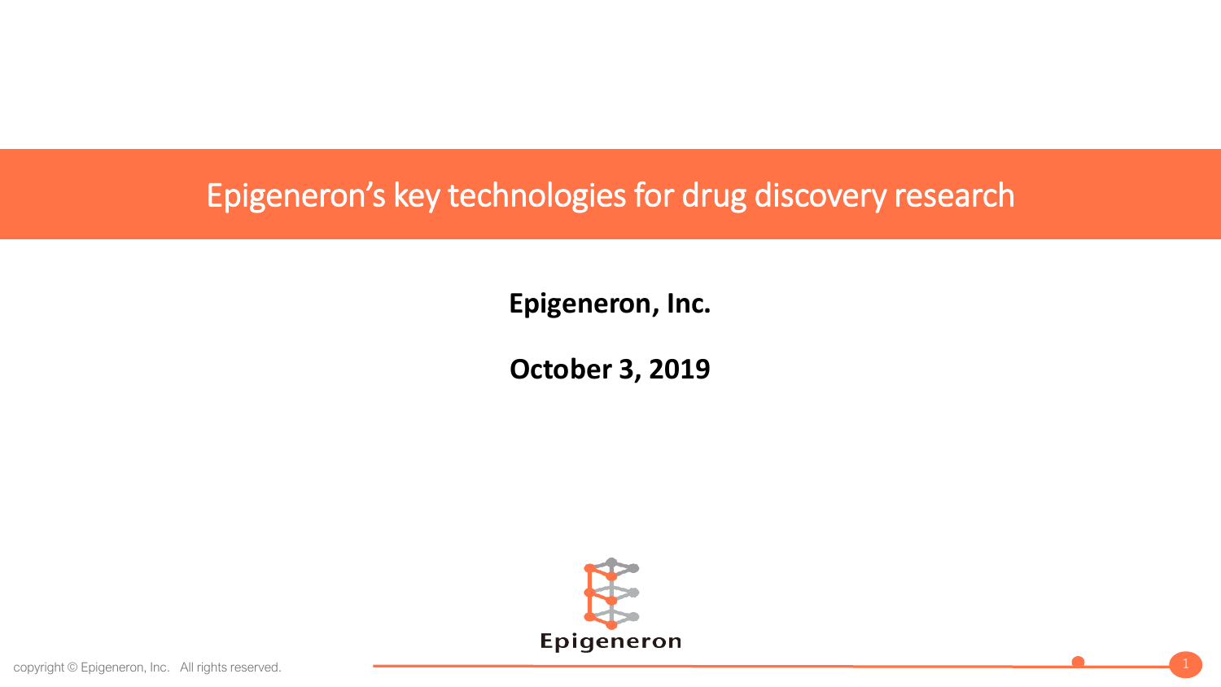# Epigeneron's key technologies for drug discovery research

**Epigeneron, Inc.**

**October 3, 2019**

Epigeneron

copyright © Epigeneron, Inc. All rights reserved.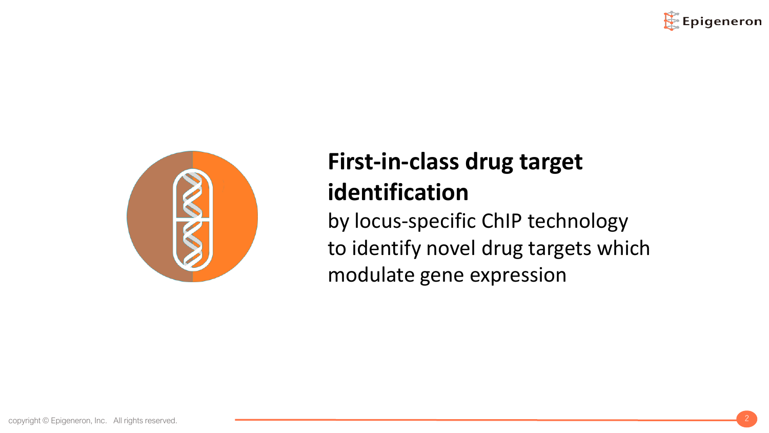**First-in-class drug target identification**

by locus-specific ChIP technology to identify novel drug targets which modulate gene expression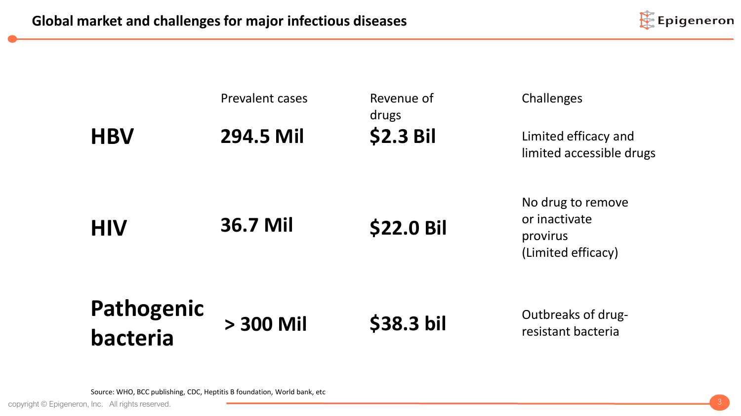# Global market and challenges for major infectious diseases

| | Prevalent cases | Revenue of drugs | Challenges |
|---|---|---|---|
| **HBV** | **294.5 Mil** | **$2.3 Bil** | Limited efficacy and limited accessible drugs |
| **HIV** | **36.7 Mil** | **$22.0 Bil** | No drug to remove or inactivate provirus (Limited efficacy) |
| **Pathogenic bacteria** | **> 300 Mil** | **$38.3 bil** | Outbreaks of drug-resistant bacteria |

Source: WHO, BCC publishing, CDC, Heptitis B foundation, World bank, etc

copyright © Epigeneron, Inc. All rights reserved.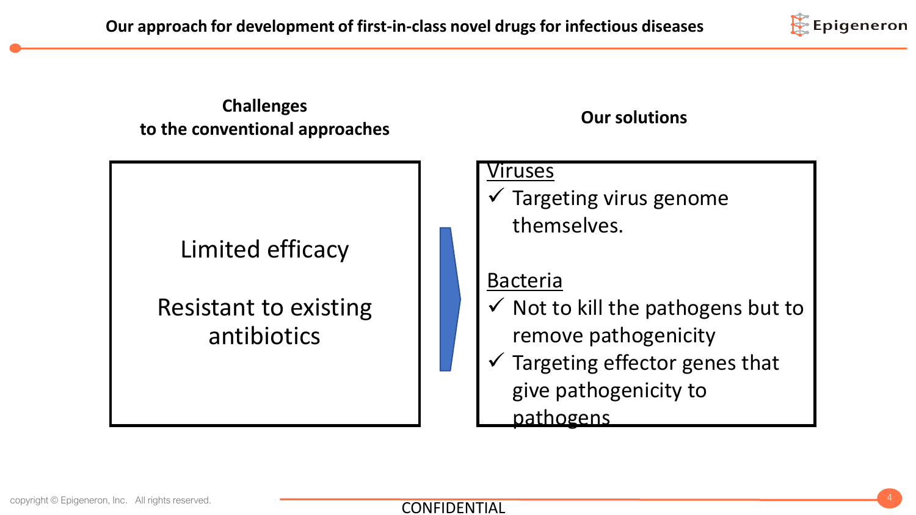# Our approach for development of first-in-class novel drugs for infectious diseases

## Challenges to the conventional approaches

Limited efficacy

Resistant to existing antibiotics

## Our solutions

Viruses

- ✓ Targeting virus genome themselves.

Bacteria

- ✓ Not to kill the pathogens but to remove pathogenicity
- ✓ Targeting effector genes that give pathogenicity to pathogens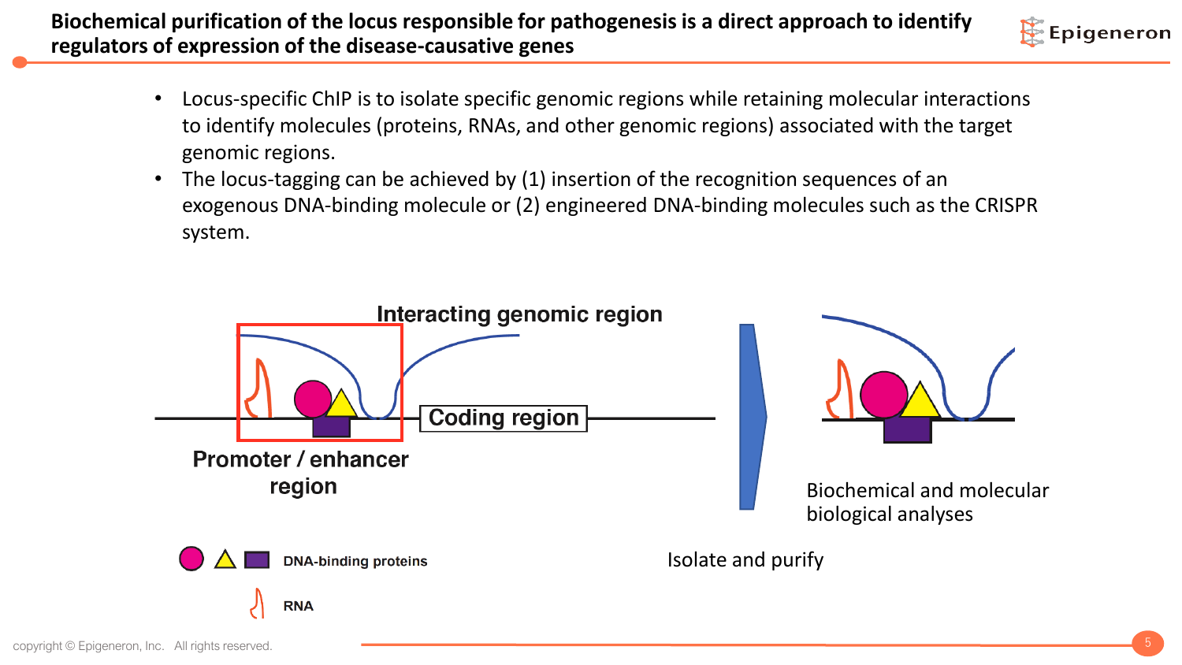# Biochemical purification of the locus responsible for pathogenesis is a direct approach to identify regulators of expression of the disease-causative genes

- Locus-specific ChIP is to isolate specific genomic regions while retaining molecular interactions to identify molecules (proteins, RNAs, and other genomic regions) associated with the target genomic regions.
- The locus-tagging can be achieved by (1) insertion of the recognition sequences of an exogenous DNA-binding molecule or (2) engineered DNA-binding molecules such as the CRISPR system.

Interacting genomic region

Coding region

Promoter / enhancer region

DNA-binding proteins

RNA

Isolate and purify

Biochemical and molecular biological analyses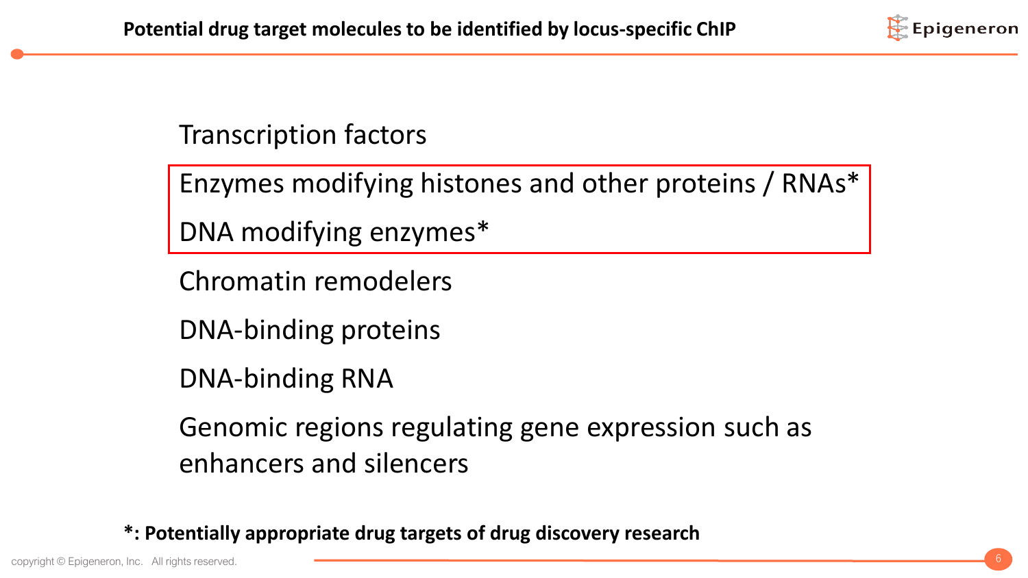## Potential drug target molecules to be identified by locus-specific ChIP

- Transcription factors
- Enzymes modifying histones and other proteins / RNAs*
- DNA modifying enzymes*
- Chromatin remodelers
- DNA-binding proteins
- DNA-binding RNA
- Genomic regions regulating gene expression such as enhancers and silencers

**\*: Potentially appropriate drug targets of drug discovery research**

copyright © Epigeneron, Inc. All rights reserved.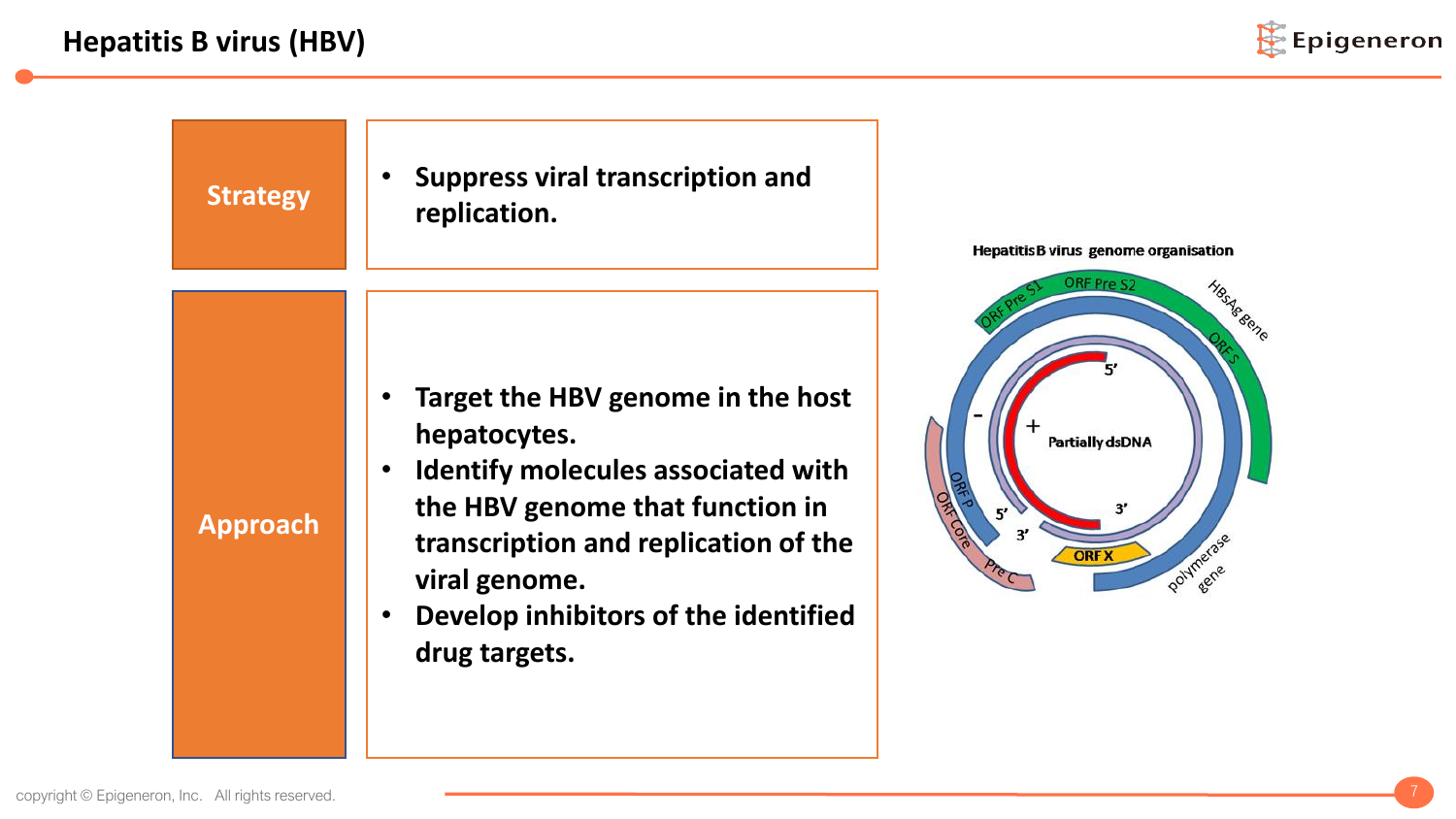# Hepatitis B virus (HBV)

| Strategy | Approach |
| --- | --- |
| • Suppress viral transcription and replication. | • Target the HBV genome in the host hepatocytes.<br>• Identify molecules associated with the HBV genome that function in transcription and replication of the viral genome.<br>• Develop inhibitors of the identified drug targets. |

Hepatitis B virus genome organisation

ORF Pre S1, ORF Pre S2, HBsAg gene, ORF S, Partially dsDNA, ORF X, polymerase gene, ORF P, ORF Core, Pre C, 5', 3', +, -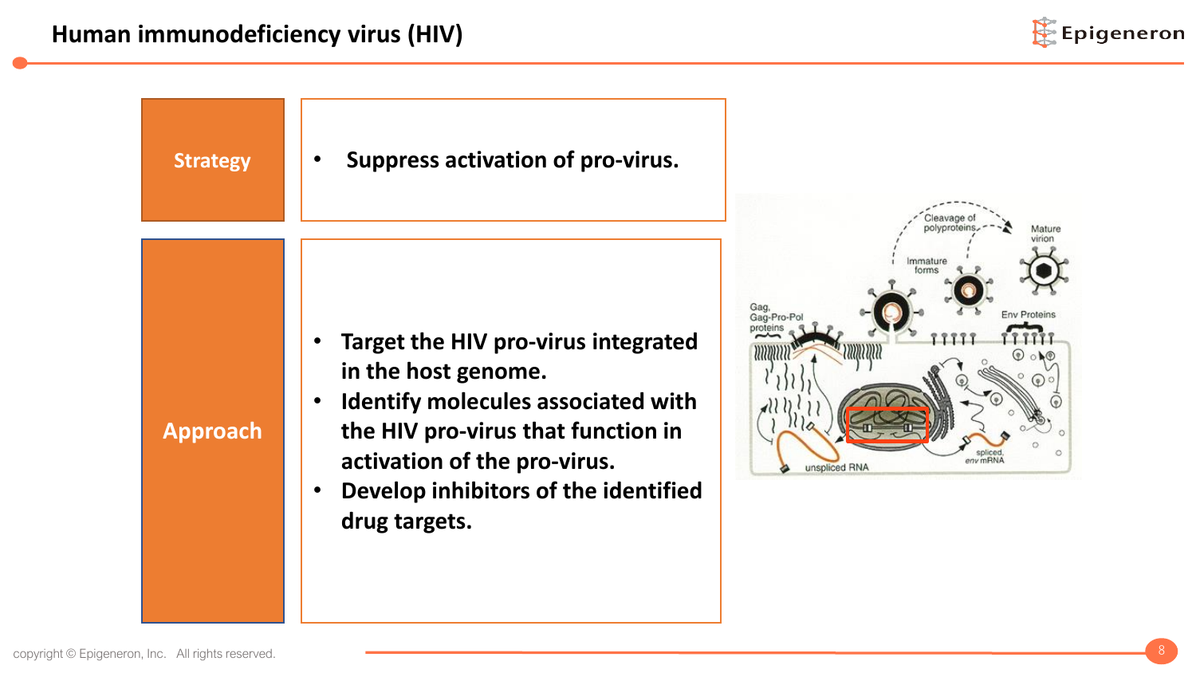# Human immunodeficiency virus (HIV)

| | |
|---|---|
| **Strategy** | • Suppress activation of pro-virus. |
| **Approach** | • Target the HIV pro-virus integrated in the host genome.<br>• Identify molecules associated with the HIV pro-virus that function in activation of the pro-virus.<br>• Develop inhibitors of the identified drug targets. |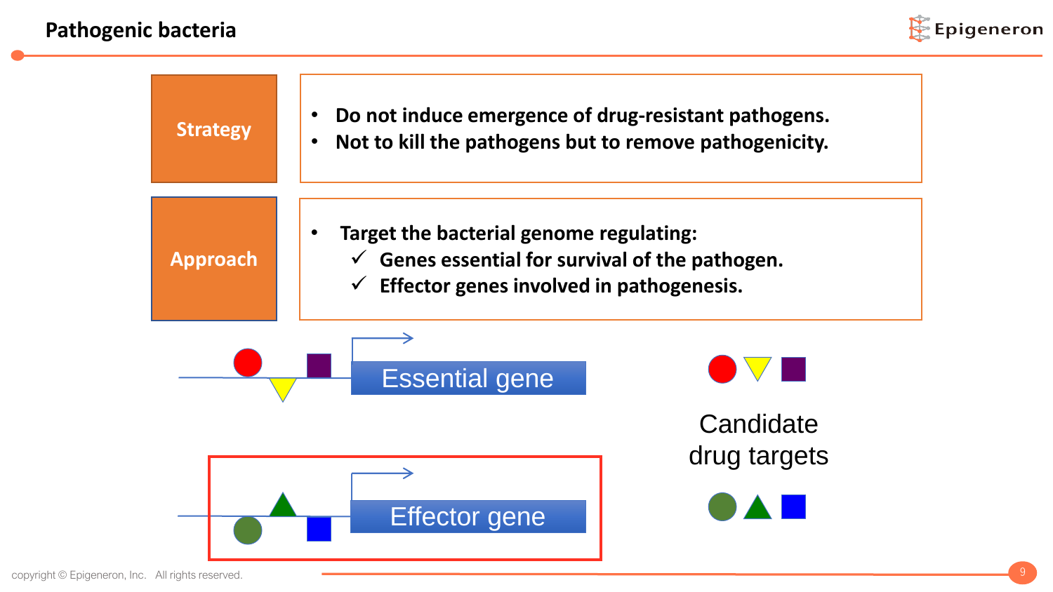# Pathogenic bacteria

| Strategy | |
|---|---|
| | • Do not induce emergence of drug-resistant pathogens.<br>• Not to kill the pathogens but to remove pathogenicity. |

**Strategy**

- Do not induce emergence of drug-resistant pathogens.
- Not to kill the pathogens but to remove pathogenicity.

**Approach**

- Target the bacterial genome regulating:
  - ✓ Genes essential for survival of the pathogen.
  - ✓ Effector genes involved in pathogenesis.

Essential gene

Effector gene

Candidate drug targets

copyright © Epigeneron, Inc. All rights reserved.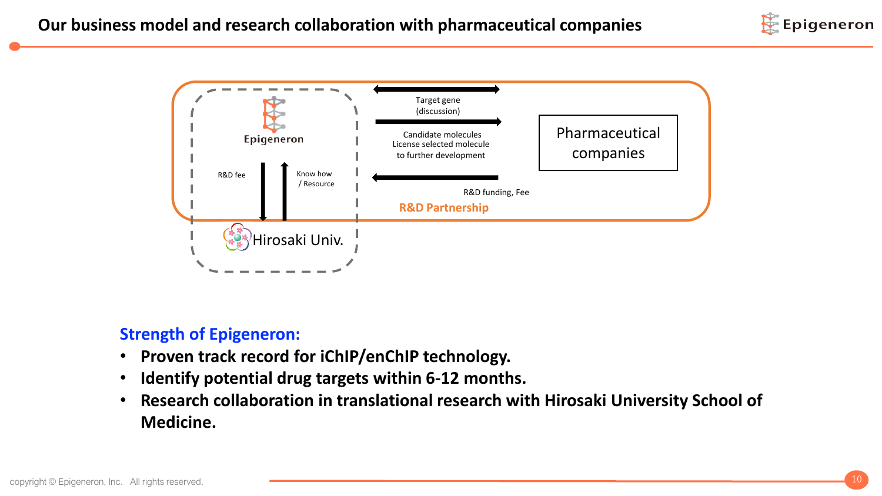# Our business model and research collaboration with pharmaceutical companies

Epigeneron

R&D fee

Know how / Resource

Hirosaki Univ.

Target gene (discussion)

Candidate molecules
License selected molecule
to further development

R&D funding, Fee

Pharmaceutical companies

R&D Partnership

**Strength of Epigeneron:**

- **Proven track record for iChIP/enChIP technology.**
- **Identify potential drug targets within 6-12 months.**
- **Research collaboration in translational research with Hirosaki University School of Medicine.**

copyright © Epigeneron, Inc. All rights reserved.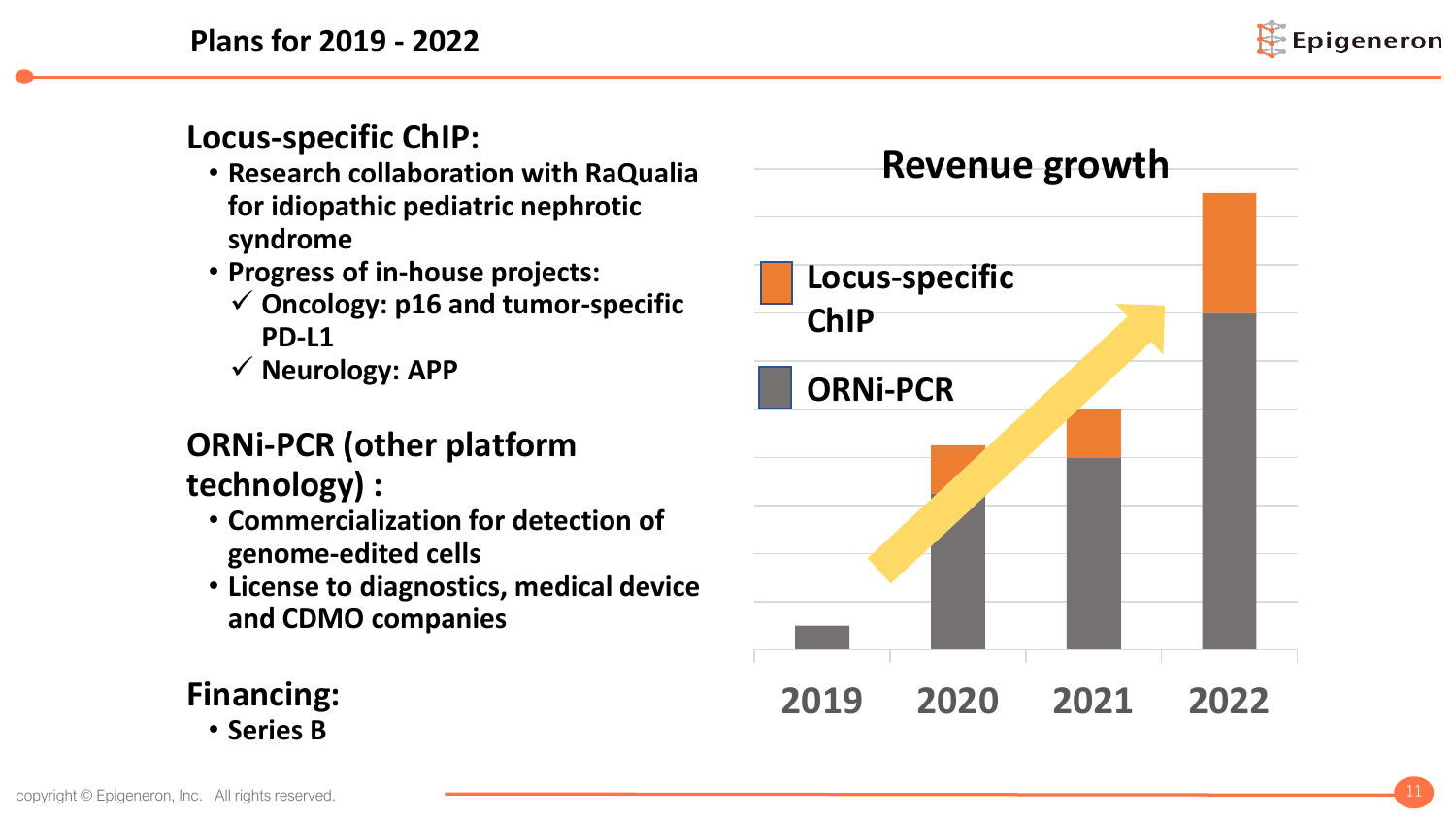# Plans for 2019 - 2022

## Locus-specific ChIP:

- Research collaboration with RaQualia for idiopathic pediatric nephrotic syndrome
- Progress of in-house projects:
  - ✓ Oncology: p16 and tumor-specific PD-L1
  - ✓ Neurology: APP

## ORNi-PCR (other platform technology) :

- Commercialization for detection of genome-edited cells
- License to diagnostics, medical device and CDMO companies

## Financing:

- Series B

**Revenue growth**

Legend: Locus-specific ChIP; ORNi-PCR

2019 | 2020 | 2021 | 2022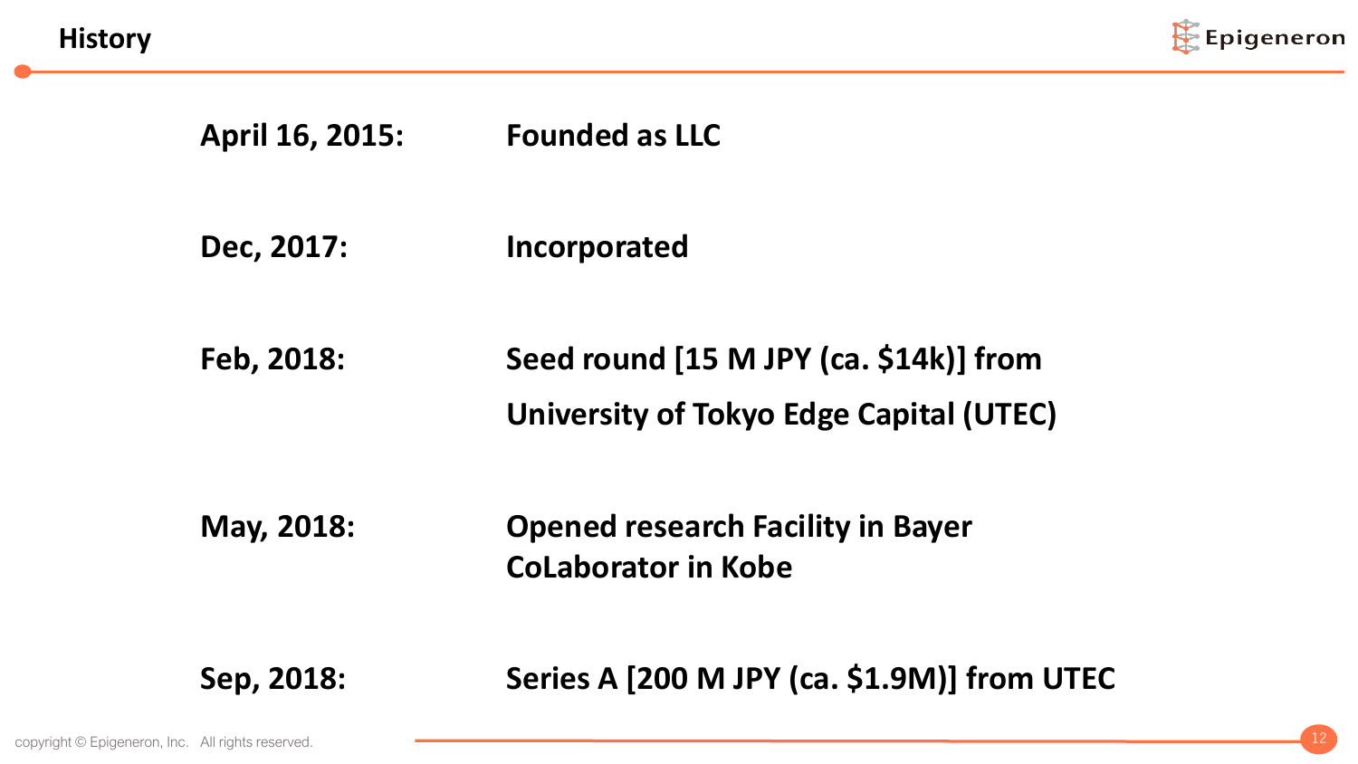# History

| | |
|---|---|
| **April 16, 2015:** | **Founded as LLC** |
| **Dec, 2017:** | **Incorporated** |
| **Feb, 2018:** | **Seed round [15 M JPY (ca. $14k)] from University of Tokyo Edge Capital (UTEC)** |
| **May, 2018:** | **Opened research Facility in Bayer CoLaborator in Kobe** |
| **Sep, 2018:** | **Series A [200 M JPY (ca. $1.9M)] from UTEC** |

copyright © Epigeneron, Inc. All rights reserved.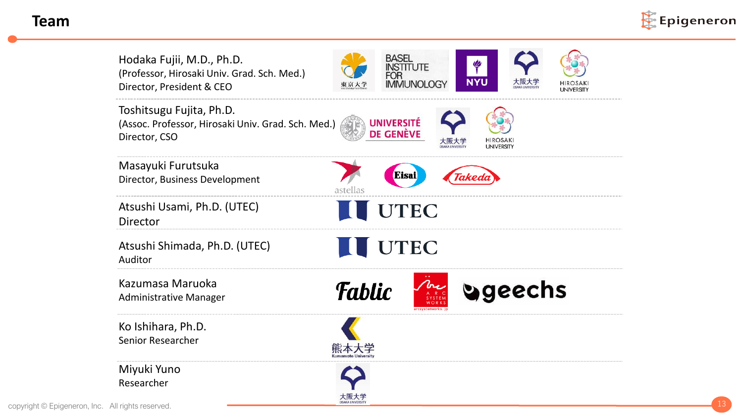# Team

Hodaka Fujii, M.D., Ph.D.
(Professor, Hirosaki Univ. Grad. Sch. Med.)
Director, President & CEO

Toshitsugu Fujita, Ph.D.
(Assoc. Professor, Hirosaki Univ. Grad. Sch. Med.)
Director, CSO

Masayuki Furutsuka
Director, Business Development

Atsushi Usami, Ph.D. (UTEC)
Director

Atsushi Shimada, Ph.D. (UTEC)
Auditor

Kazumasa Maruoka
Administrative Manager

Ko Ishihara, Ph.D.
Senior Researcher

Miyuki Yuno
Researcher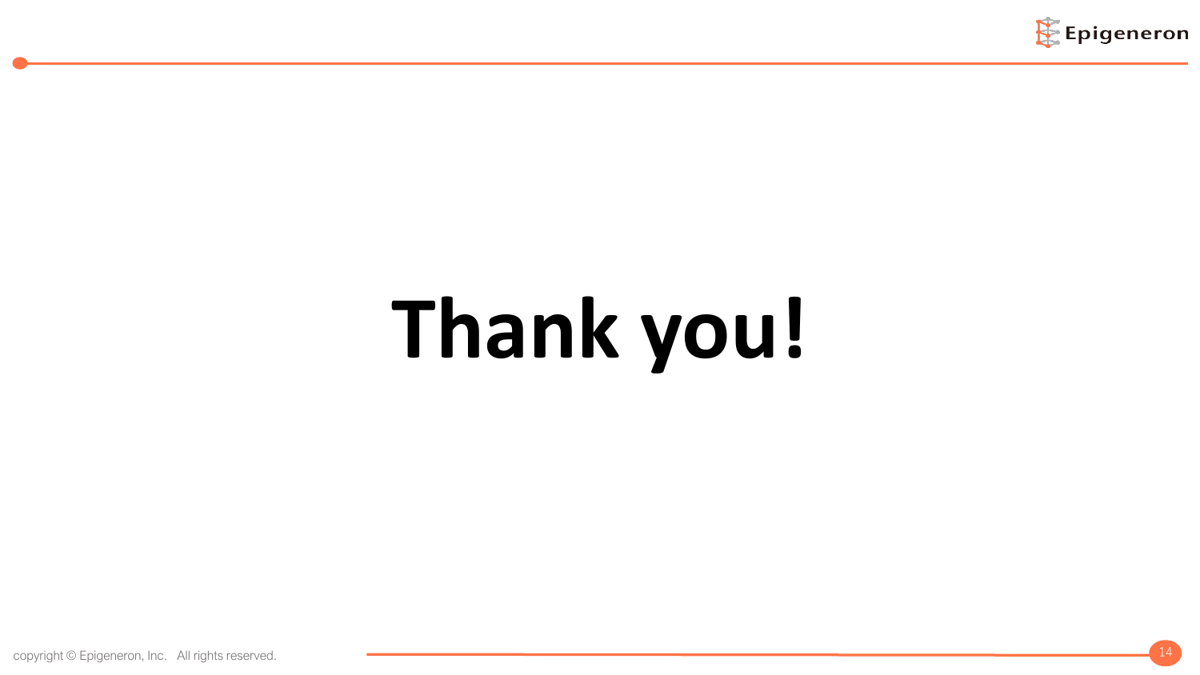# Thank you!